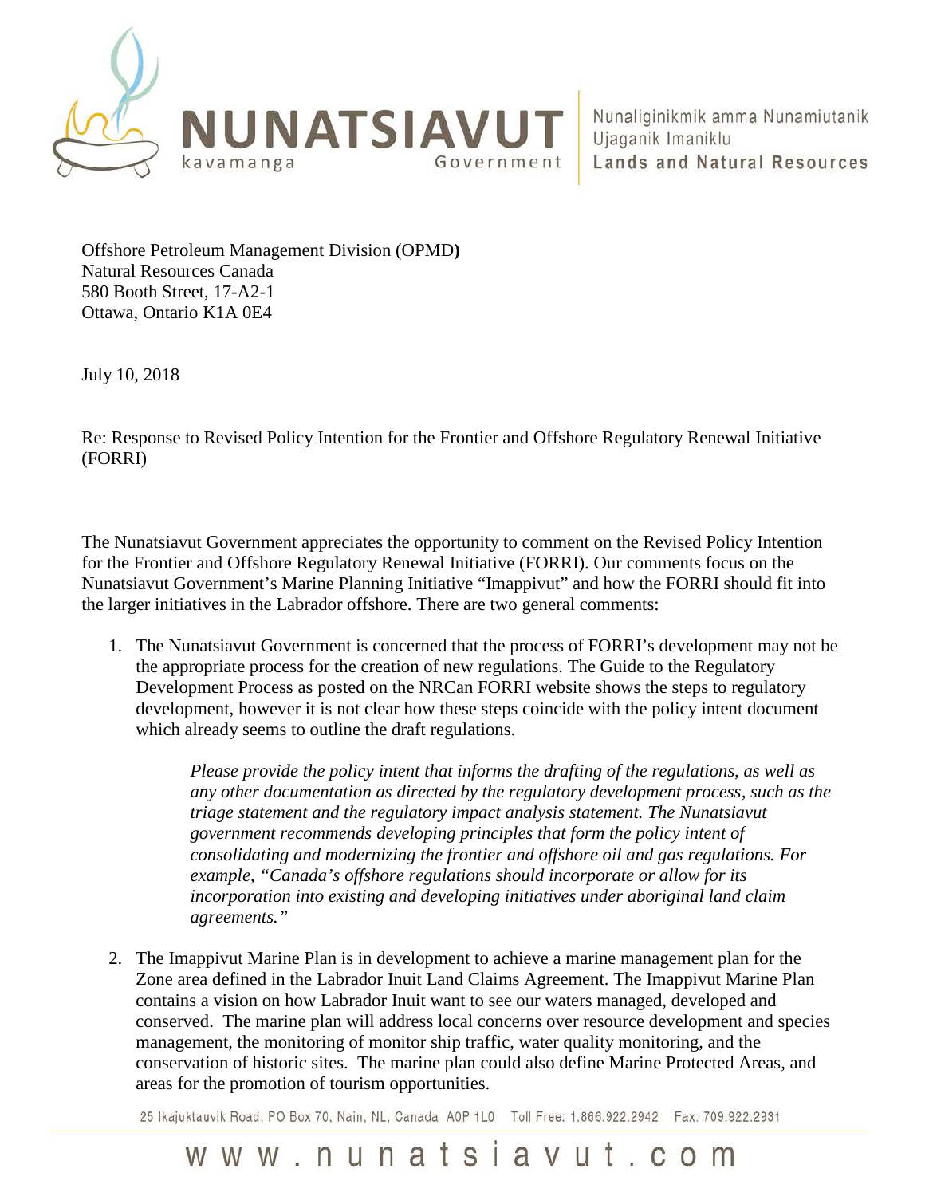NUNATSIAVUT
kavamanga Government

Nunaliginikmik amma Nunamiutanik Ujaganik Imaniklu
**Lands and Natural Resources**

Offshore Petroleum Management Division (OPMD**)**
Natural Resources Canada
580 Booth Street, 17-A2-1
Ottawa, Ontario K1A 0E4

July 10, 2018

Re: Response to Revised Policy Intention for the Frontier and Offshore Regulatory Renewal Initiative (FORRI)

The Nunatsiavut Government appreciates the opportunity to comment on the Revised Policy Intention for the Frontier and Offshore Regulatory Renewal Initiative (FORRI). Our comments focus on the Nunatsiavut Government's Marine Planning Initiative "Imappivut" and how the FORRI should fit into the larger initiatives in the Labrador offshore. There are two general comments:

1. The Nunatsiavut Government is concerned that the process of FORRI's development may not be the appropriate process for the creation of new regulations. The Guide to the Regulatory Development Process as posted on the NRCan FORRI website shows the steps to regulatory development, however it is not clear how these steps coincide with the policy intent document which already seems to outline the draft regulations.

   > *Please provide the policy intent that informs the drafting of the regulations, as well as any other documentation as directed by the regulatory development process, such as the triage statement and the regulatory impact analysis statement. The Nunatsiavut government recommends developing principles that form the policy intent of consolidating and modernizing the frontier and offshore oil and gas regulations. For example, "Canada's offshore regulations should incorporate or allow for its incorporation into existing and developing initiatives under aboriginal land claim agreements."*

2. The Imappivut Marine Plan is in development to achieve a marine management plan for the Zone area defined in the Labrador Inuit Land Claims Agreement. The Imappivut Marine Plan contains a vision on how Labrador Inuit want to see our waters managed, developed and conserved. The marine plan will address local concerns over resource development and species management, the monitoring of monitor ship traffic, water quality monitoring, and the conservation of historic sites. The marine plan could also define Marine Protected Areas, and areas for the promotion of tourism opportunities.

25 Ikajuktauvik Road, PO Box 70, Nain, NL, Canada A0P 1L0 Toll Free: 1.866.922.2942 Fax: 709.922.2931

www.nunatsiavut.com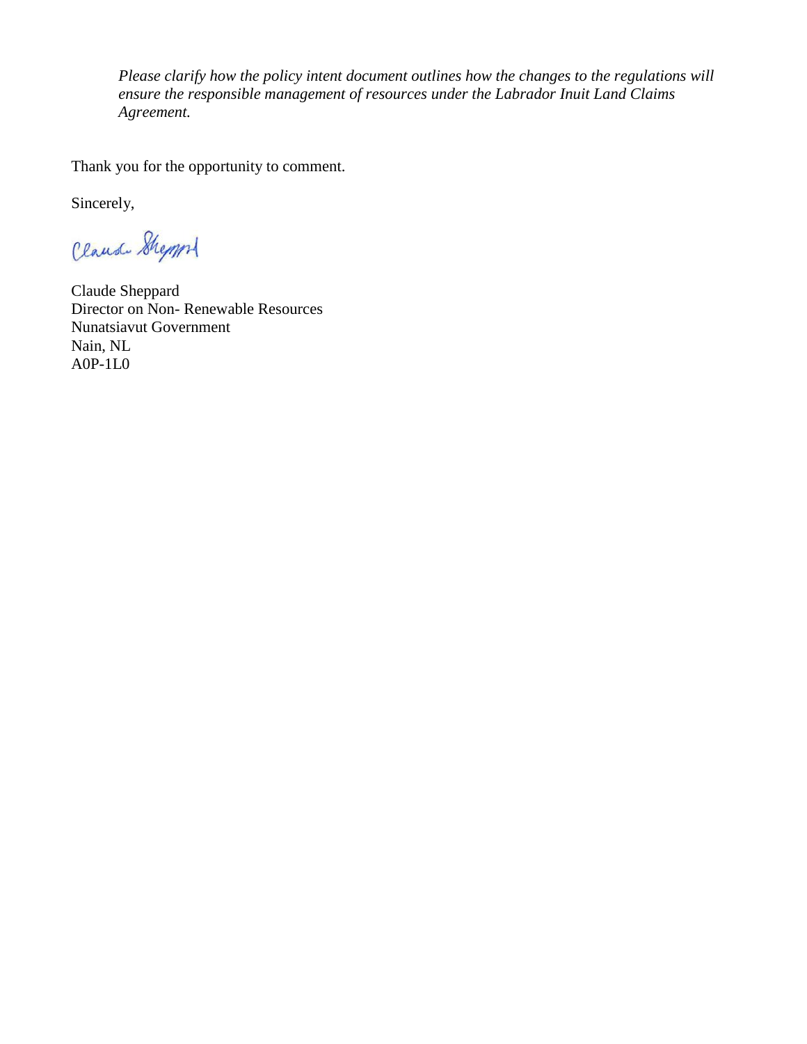*Please clarify how the policy intent document outlines how the changes to the regulations will ensure the responsible management of resources under the Labrador Inuit Land Claims Agreement.*

Thank you for the opportunity to comment.

Sincerely,

Claude Sheppard

Claude Sheppard
Director on Non- Renewable Resources
Nunatsiavut Government
Nain, NL
A0P-1L0